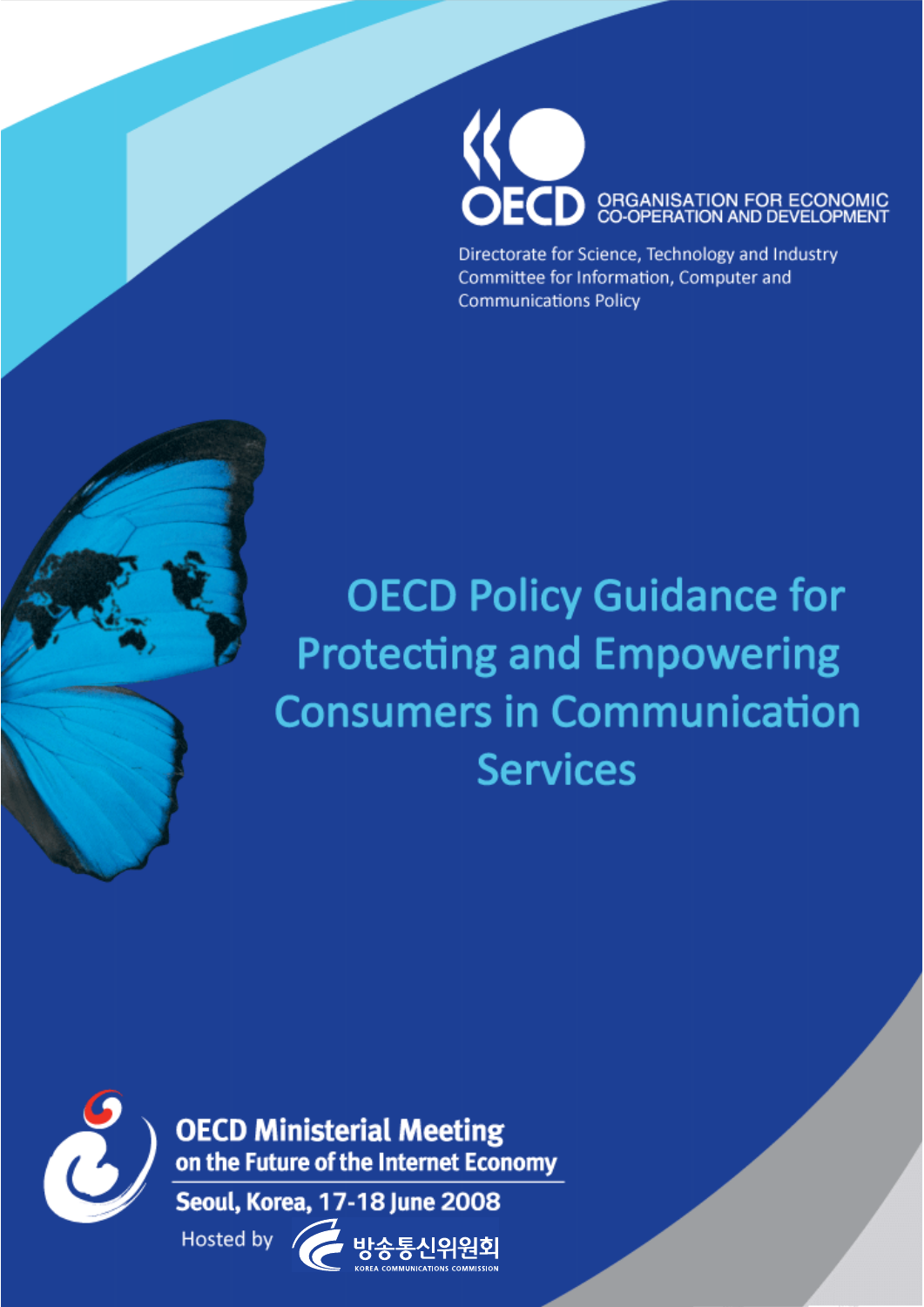OECD ORGANISATION FOR ECONOMIC CO-OPERATION AND DEVELOPMENT

Directorate for Science, Technology and Industry
Committee for Information, Computer and Communications Policy

# OECD Policy Guidance for Protecting and Empowering Consumers in Communication Services

**OECD Ministerial Meeting on the Future of the Internet Economy**

**Seoul, Korea, 17-18 June 2008**

Hosted by 방송통신위원회 KOREA COMMUNICATIONS COMMISSION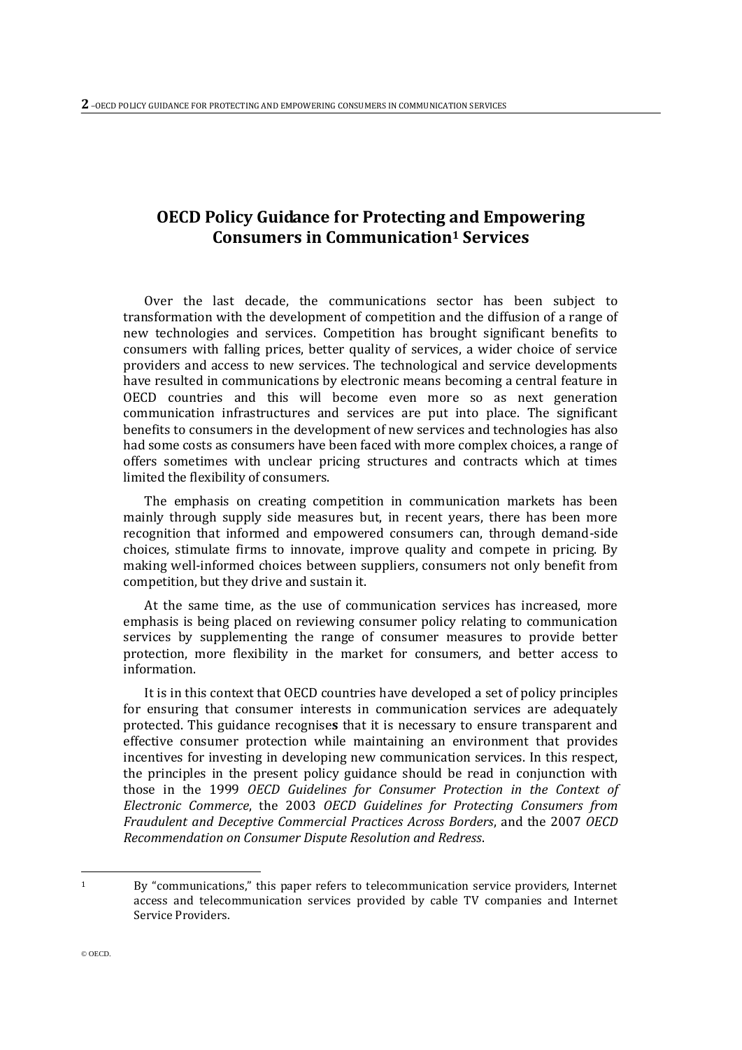# OECD Policy Guidance for Protecting and Empowering Consumers in Communication[1] Services

Over the last decade, the communications sector has been subject to transformation with the development of competition and the diffusion of a range of new technologies and services. Competition has brought significant benefits to consumers with falling prices, better quality of services, a wider choice of service providers and access to new services. The technological and service developments have resulted in communications by electronic means becoming a central feature in OECD countries and this will become even more so as next generation communication infrastructures and services are put into place. The significant benefits to consumers in the development of new services and technologies has also had some costs as consumers have been faced with more complex choices, a range of offers sometimes with unclear pricing structures and contracts which at times limited the flexibility of consumers.

The emphasis on creating competition in communication markets has been mainly through supply side measures but, in recent years, there has been more recognition that informed and empowered consumers can, through demand-side choices, stimulate firms to innovate, improve quality and compete in pricing. By making well-informed choices between suppliers, consumers not only benefit from competition, but they drive and sustain it.

At the same time, as the use of communication services has increased, more emphasis is being placed on reviewing consumer policy relating to communication services by supplementing the range of consumer measures to provide better protection, more flexibility in the market for consumers, and better access to information.

It is in this context that OECD countries have developed a set of policy principles for ensuring that consumer interests in communication services are adequately protected. This guidance recognises that it is necessary to ensure transparent and effective consumer protection while maintaining an environment that provides incentives for investing in developing new communication services. In this respect, the principles in the present policy guidance should be read in conjunction with those in the 1999 *OECD Guidelines for Consumer Protection in the Context of Electronic Commerce*, the 2003 *OECD Guidelines for Protecting Consumers from Fraudulent and Deceptive Commercial Practices Across Borders*, and the 2007 *OECD Recommendation on Consumer Dispute Resolution and Redress*.

---

[1] By "communications," this paper refers to telecommunication service providers, Internet access and telecommunication services provided by cable TV companies and Internet Service Providers.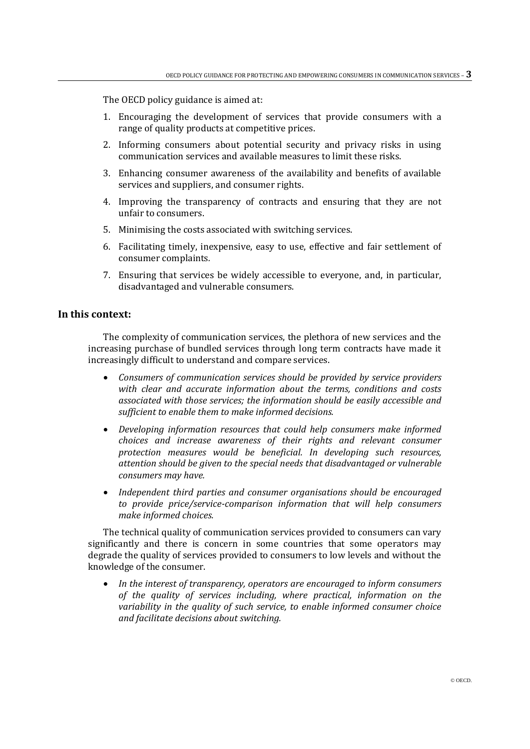The OECD policy guidance is aimed at:

1. Encouraging the development of services that provide consumers with a range of quality products at competitive prices.
2. Informing consumers about potential security and privacy risks in using communication services and available measures to limit these risks.
3. Enhancing consumer awareness of the availability and benefits of available services and suppliers, and consumer rights.
4. Improving the transparency of contracts and ensuring that they are not unfair to consumers.
5. Minimising the costs associated with switching services.
6. Facilitating timely, inexpensive, easy to use, effective and fair settlement of consumer complaints.
7. Ensuring that services be widely accessible to everyone, and, in particular, disadvantaged and vulnerable consumers.

## In this context:

The complexity of communication services, the plethora of new services and the increasing purchase of bundled services through long term contracts have made it increasingly difficult to understand and compare services.

- *Consumers of communication services should be provided by service providers with clear and accurate information about the terms, conditions and costs associated with those services; the information should be easily accessible and sufficient to enable them to make informed decisions.*
- *Developing information resources that could help consumers make informed choices and increase awareness of their rights and relevant consumer protection measures would be beneficial. In developing such resources, attention should be given to the special needs that disadvantaged or vulnerable consumers may have.*
- *Independent third parties and consumer organisations should be encouraged to provide price/service-comparison information that will help consumers make informed choices.*

The technical quality of communication services provided to consumers can vary significantly and there is concern in some countries that some operators may degrade the quality of services provided to consumers to low levels and without the knowledge of the consumer.

- *In the interest of transparency, operators are encouraged to inform consumers of the quality of services including, where practical, information on the variability in the quality of such service, to enable informed consumer choice and facilitate decisions about switching.*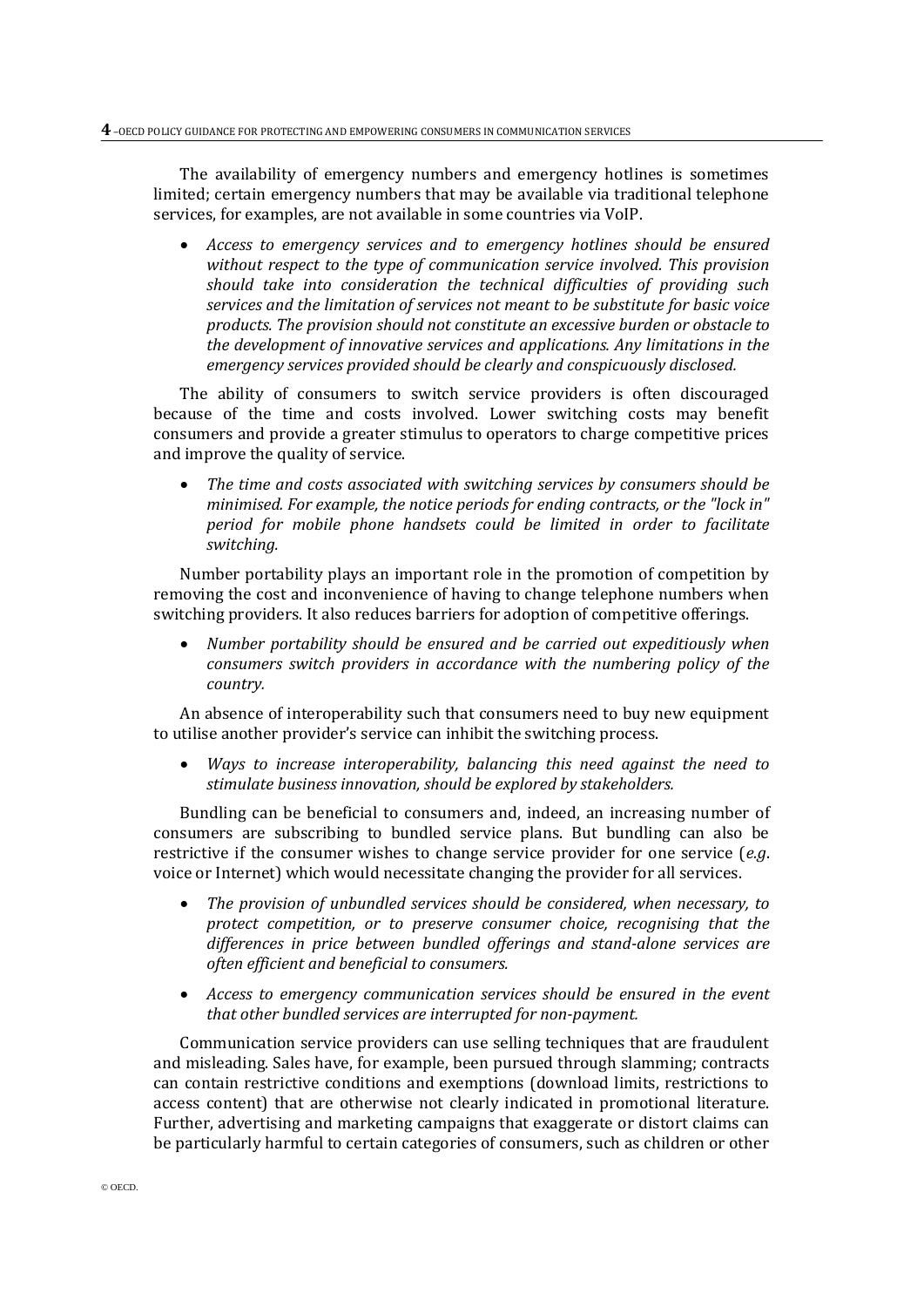The availability of emergency numbers and emergency hotlines is sometimes limited; certain emergency numbers that may be available via traditional telephone services, for examples, are not available in some countries via VoIP.

- *Access to emergency services and to emergency hotlines should be ensured without respect to the type of communication service involved. This provision should take into consideration the technical difficulties of providing such services and the limitation of services not meant to be substitute for basic voice products. The provision should not constitute an excessive burden or obstacle to the development of innovative services and applications. Any limitations in the emergency services provided should be clearly and conspicuously disclosed.*

The ability of consumers to switch service providers is often discouraged because of the time and costs involved. Lower switching costs may benefit consumers and provide a greater stimulus to operators to charge competitive prices and improve the quality of service.

- *The time and costs associated with switching services by consumers should be minimised. For example, the notice periods for ending contracts, or the "lock in" period for mobile phone handsets could be limited in order to facilitate switching.*

Number portability plays an important role in the promotion of competition by removing the cost and inconvenience of having to change telephone numbers when switching providers. It also reduces barriers for adoption of competitive offerings.

- *Number portability should be ensured and be carried out expeditiously when consumers switch providers in accordance with the numbering policy of the country.*

An absence of interoperability such that consumers need to buy new equipment to utilise another provider's service can inhibit the switching process.

- *Ways to increase interoperability, balancing this need against the need to stimulate business innovation, should be explored by stakeholders.*

Bundling can be beneficial to consumers and, indeed, an increasing number of consumers are subscribing to bundled service plans. But bundling can also be restrictive if the consumer wishes to change service provider for one service (*e.g.* voice or Internet) which would necessitate changing the provider for all services.

- *The provision of unbundled services should be considered, when necessary, to protect competition, or to preserve consumer choice, recognising that the differences in price between bundled offerings and stand-alone services are often efficient and beneficial to consumers.*
- *Access to emergency communication services should be ensured in the event that other bundled services are interrupted for non-payment.*

Communication service providers can use selling techniques that are fraudulent and misleading. Sales have, for example, been pursued through slamming; contracts can contain restrictive conditions and exemptions (download limits, restrictions to access content) that are otherwise not clearly indicated in promotional literature. Further, advertising and marketing campaigns that exaggerate or distort claims can be particularly harmful to certain categories of consumers, such as children or other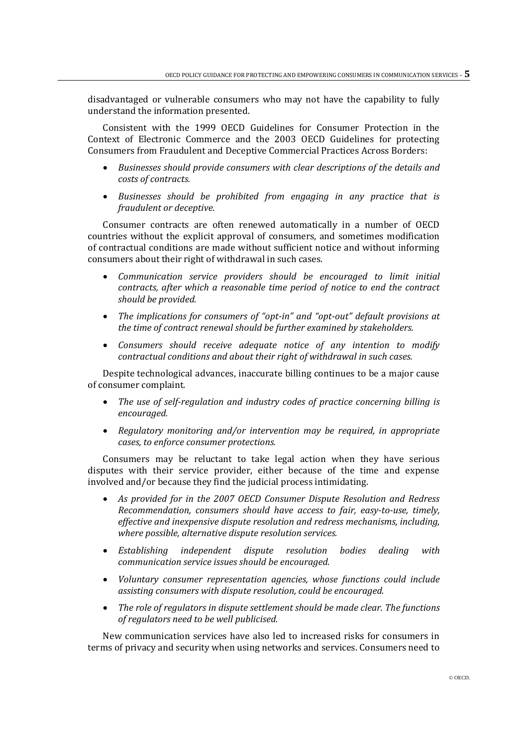disadvantaged or vulnerable consumers who may not have the capability to fully understand the information presented.

Consistent with the 1999 OECD Guidelines for Consumer Protection in the Context of Electronic Commerce and the 2003 OECD Guidelines for protecting Consumers from Fraudulent and Deceptive Commercial Practices Across Borders:

- *Businesses should provide consumers with clear descriptions of the details and costs of contracts.*
- *Businesses should be prohibited from engaging in any practice that is fraudulent or deceptive.*

Consumer contracts are often renewed automatically in a number of OECD countries without the explicit approval of consumers, and sometimes modification of contractual conditions are made without sufficient notice and without informing consumers about their right of withdrawal in such cases.

- *Communication service providers should be encouraged to limit initial contracts, after which a reasonable time period of notice to end the contract should be provided.*
- *The implications for consumers of "opt-in" and "opt-out" default provisions at the time of contract renewal should be further examined by stakeholders.*
- *Consumers should receive adequate notice of any intention to modify contractual conditions and about their right of withdrawal in such cases.*

Despite technological advances, inaccurate billing continues to be a major cause of consumer complaint.

- *The use of self-regulation and industry codes of practice concerning billing is encouraged.*
- *Regulatory monitoring and/or intervention may be required, in appropriate cases, to enforce consumer protections.*

Consumers may be reluctant to take legal action when they have serious disputes with their service provider, either because of the time and expense involved and/or because they find the judicial process intimidating.

- *As provided for in the 2007 OECD Consumer Dispute Resolution and Redress Recommendation, consumers should have access to fair, easy-to-use, timely, effective and inexpensive dispute resolution and redress mechanisms, including, where possible, alternative dispute resolution services.*
- *Establishing independent dispute resolution bodies dealing with communication service issues should be encouraged.*
- *Voluntary consumer representation agencies, whose functions could include assisting consumers with dispute resolution, could be encouraged.*
- *The role of regulators in dispute settlement should be made clear. The functions of regulators need to be well publicised.*

New communication services have also led to increased risks for consumers in terms of privacy and security when using networks and services. Consumers need to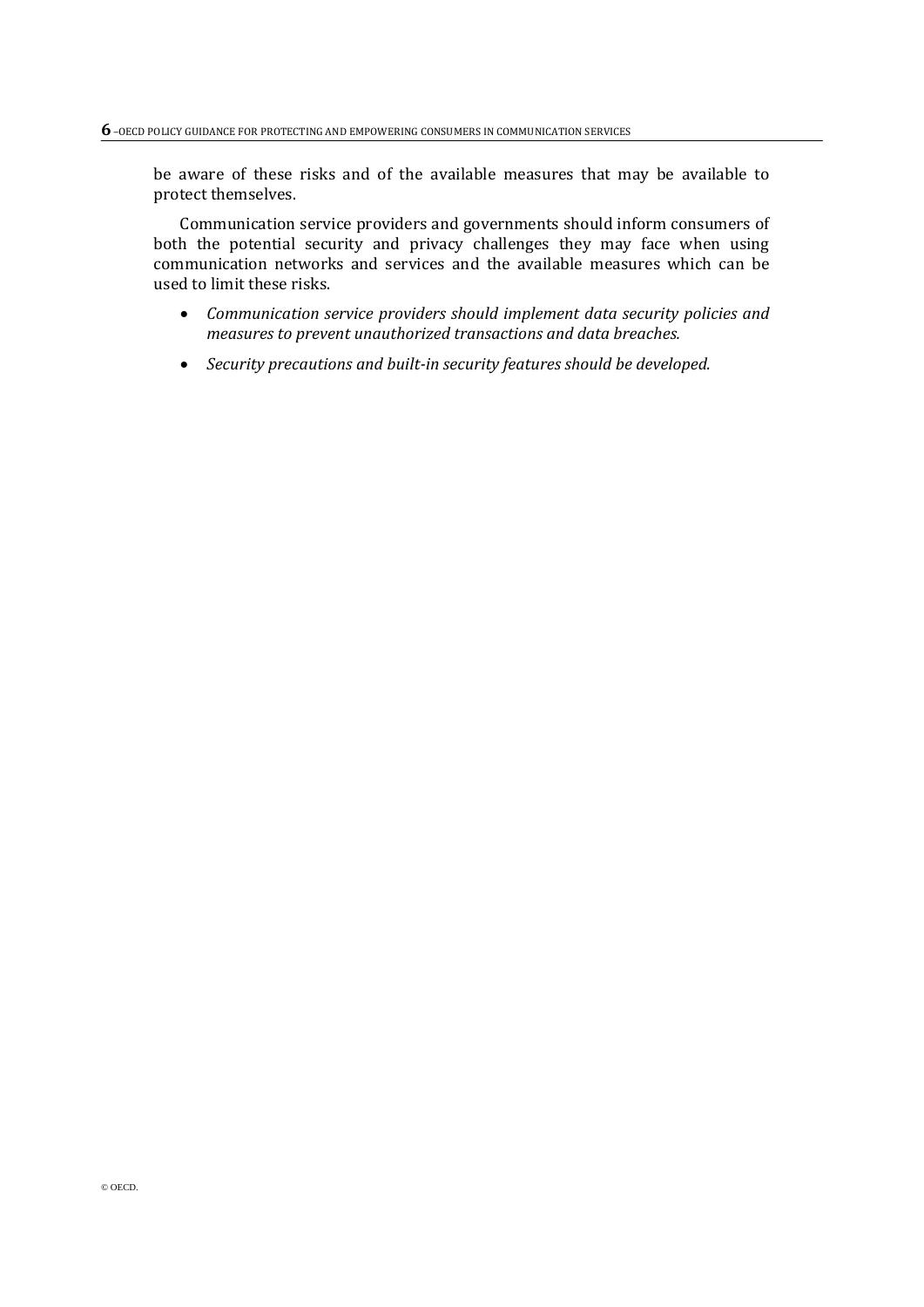be aware of these risks and of the available measures that may be available to protect themselves.

Communication service providers and governments should inform consumers of both the potential security and privacy challenges they may face when using communication networks and services and the available measures which can be used to limit these risks.

- *Communication service providers should implement data security policies and measures to prevent unauthorized transactions and data breaches.*
- *Security precautions and built-in security features should be developed.*